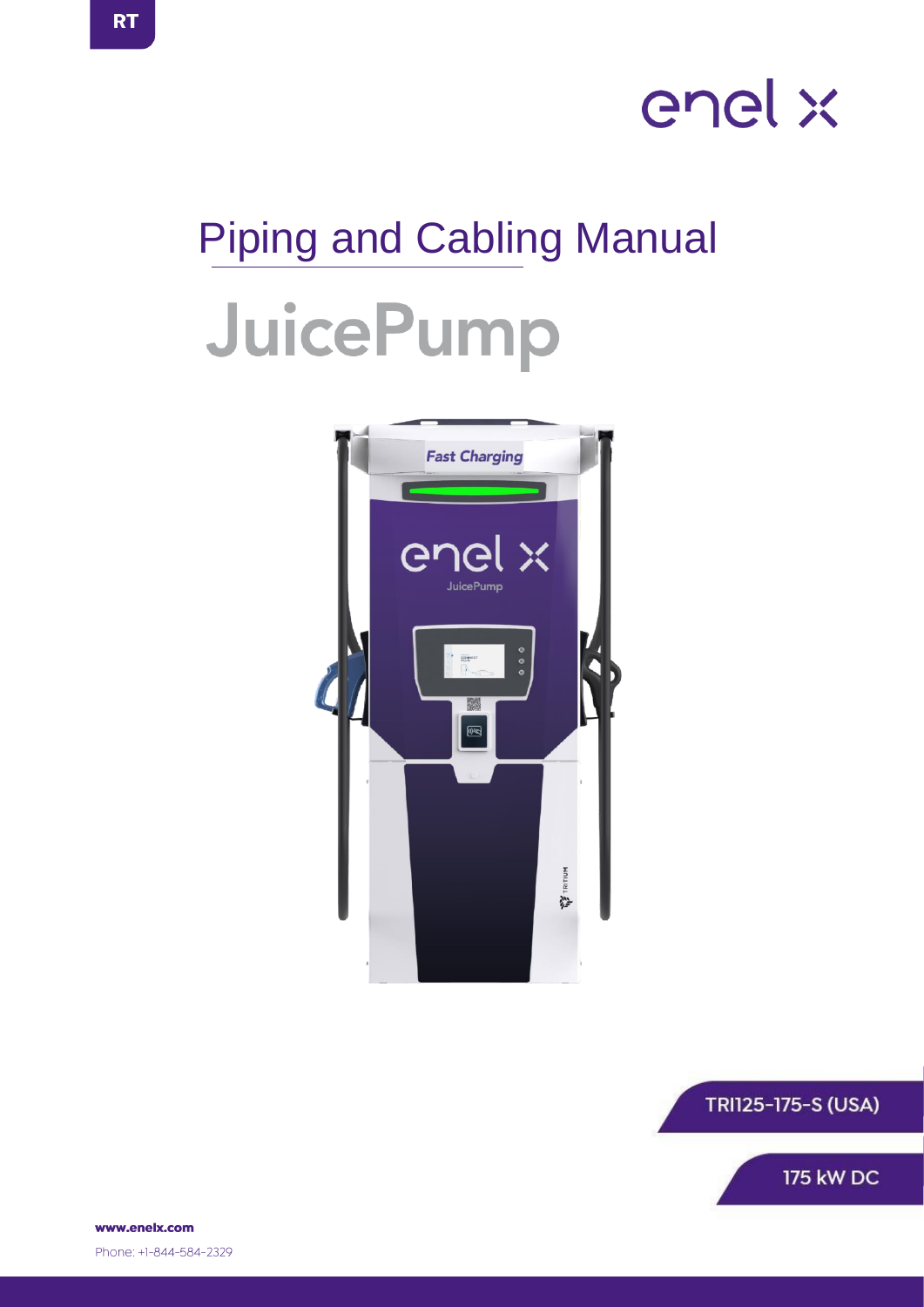RT

# Piping and Cabling Manual

# JuicePump

TRI125-175-S (USA)

175 kW DC

**www.enelx.com**

Phone: +1-844-584-2329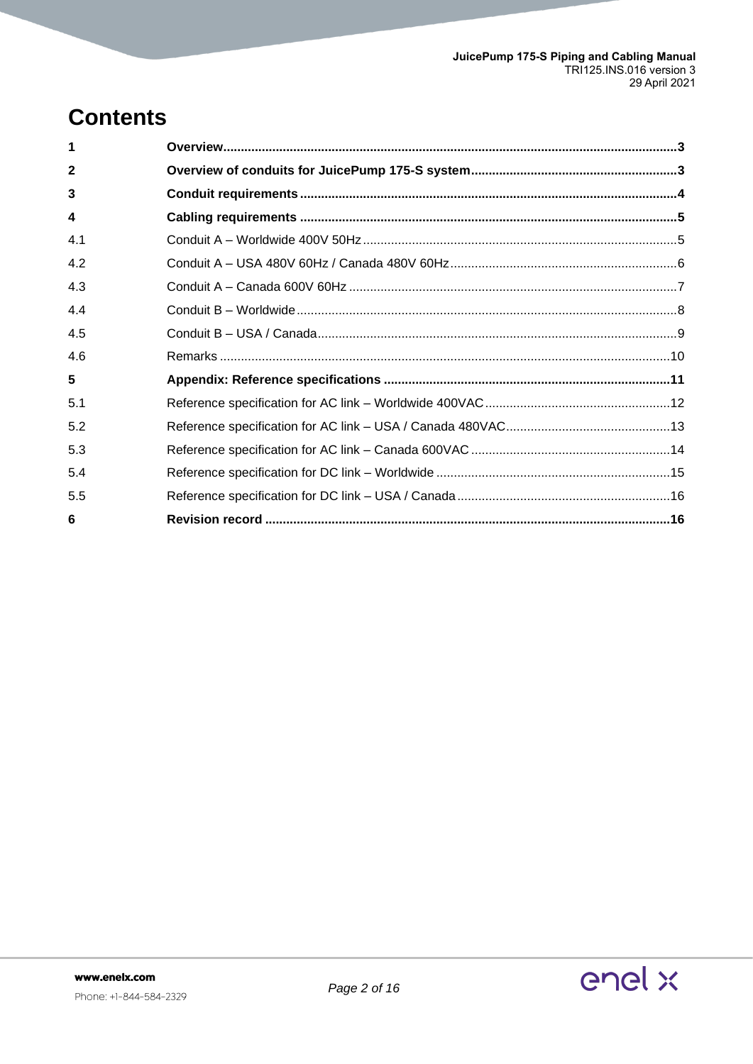# Contents

| | | |
|---|---|---|
| **1** | **Overview** | **3** |
| **2** | **Overview of conduits for JuicePump 175-S system** | **3** |
| **3** | **Conduit requirements** | **4** |
| **4** | **Cabling requirements** | **5** |
| 4.1 | Conduit A – Worldwide 400V 50Hz | 5 |
| 4.2 | Conduit A – USA 480V 60Hz / Canada 480V 60Hz | 6 |
| 4.3 | Conduit A – Canada 600V 60Hz | 7 |
| 4.4 | Conduit B – Worldwide | 8 |
| 4.5 | Conduit B – USA / Canada | 9 |
| 4.6 | Remarks | 10 |
| **5** | **Appendix: Reference specifications** | **11** |
| 5.1 | Reference specification for AC link – Worldwide 400VAC | 12 |
| 5.2 | Reference specification for AC link – USA / Canada 480VAC | 13 |
| 5.3 | Reference specification for AC link – Canada 600VAC | 14 |
| 5.4 | Reference specification for DC link – Worldwide | 15 |
| 5.5 | Reference specification for DC link – USA / Canada | 16 |
| **6** | **Revision record** | **16** |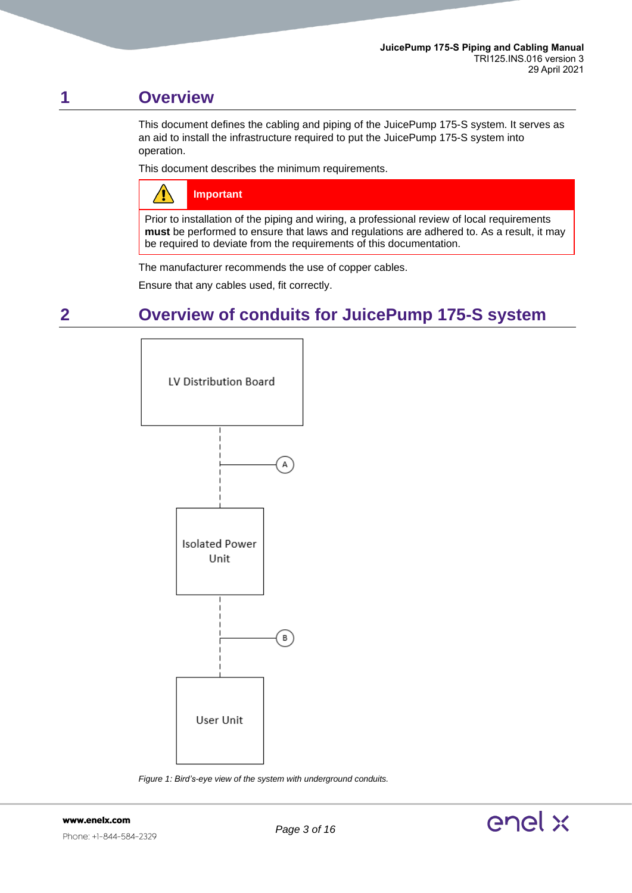# 1 Overview

This document defines the cabling and piping of the JuicePump 175-S system. It serves as an aid to install the infrastructure required to put the JuicePump 175-S system into operation.

This document describes the minimum requirements.

> **Important**
>
> Prior to installation of the piping and wiring, a professional review of local requirements **must** be performed to ensure that laws and regulations are adhered to. As a result, it may be required to deviate from the requirements of this documentation.

The manufacturer recommends the use of copper cables.

Ensure that any cables used, fit correctly.

# 2 Overview of conduits for JuicePump 175-S system

LV Distribution Board

A

Isolated Power Unit

B

User Unit

*Figure 1: Bird's-eye view of the system with underground conduits.*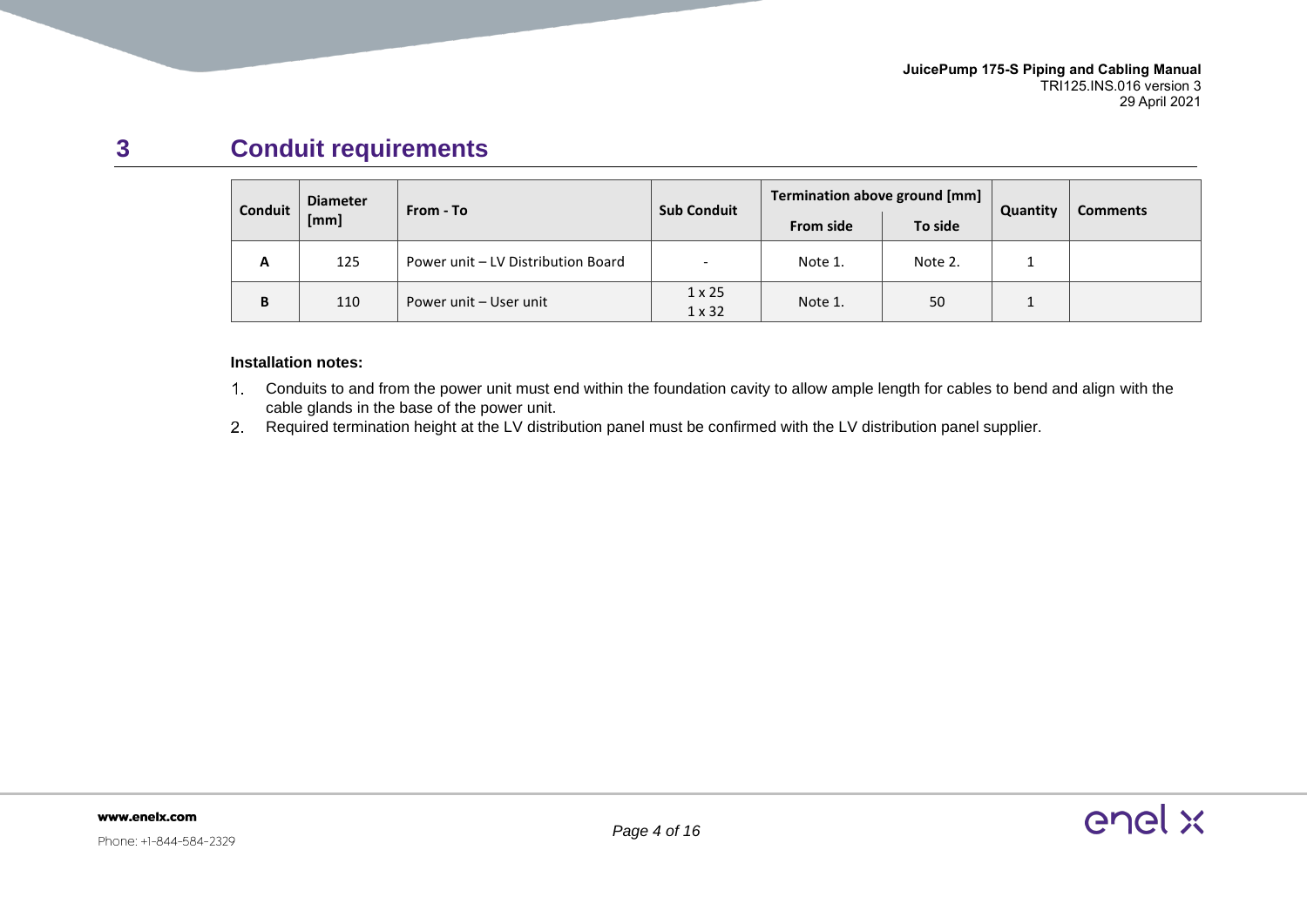# 3 Conduit requirements

| Conduit | Diameter [mm] | From - To | Sub Conduit | Termination above ground [mm] | | Quantity | Comments |
|---|---|---|---|---|---|---|---|
| | | | | From side | To side | | |
| A | 125 | Power unit – LV Distribution Board | - | Note 1. | Note 2. | 1 | |
| B | 110 | Power unit – User unit | 1 x 25<br>1 x 32 | Note 1. | 50 | 1 | |

**Installation notes:**

1. Conduits to and from the power unit must end within the foundation cavity to allow ample length for cables to bend and align with the cable glands in the base of the power unit.
2. Required termination height at the LV distribution panel must be confirmed with the LV distribution panel supplier.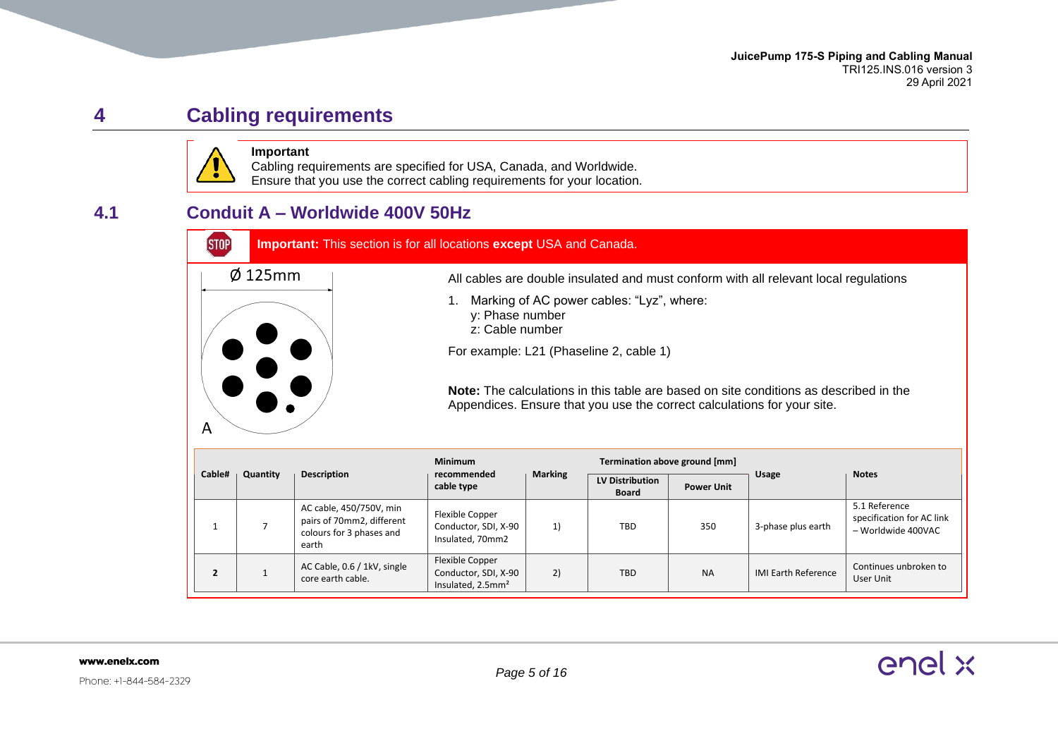# 4 Cabling requirements

> **Important**
> Cabling requirements are specified for USA, Canada, and Worldwide.
> Ensure that you use the correct cabling requirements for your location.

## 4.1 Conduit A – Worldwide 400V 50Hz

**Important:** This section is for all locations **except** USA and Canada.

Ø 125mm

A

All cables are double insulated and must conform with all relevant local regulations

1. Marking of AC power cables: "Lyz", where:
   y: Phase number
   z: Cable number

For example: L21 (Phaseline 2, cable 1)

**Note:** The calculations in this table are based on site conditions as described in the Appendices. Ensure that you use the correct calculations for your site.

| Cable# | Quantity | Description | Minimum recommended cable type | Marking | Termination above ground [mm] | | Usage | Notes |
|---|---|---|---|---|---|---|---|---|
| | | | | | LV Distribution Board | Power Unit | | |
| 1 | 7 | AC cable, 450/750V, min pairs of 70mm2, different colours for 3 phases and earth | Flexible Copper Conductor, SDI, X-90 Insulated, 70mm2 | 1) | TBD | 350 | 3-phase plus earth | 5.1 Reference specification for AC link – Worldwide 400VAC |
| **2** | 1 | AC Cable, 0.6 / 1kV, single core earth cable. | Flexible Copper Conductor, SDI, X-90 Insulated, 2.5mm² | 2) | TBD | NA | IMI Earth Reference | Continues unbroken to User Unit |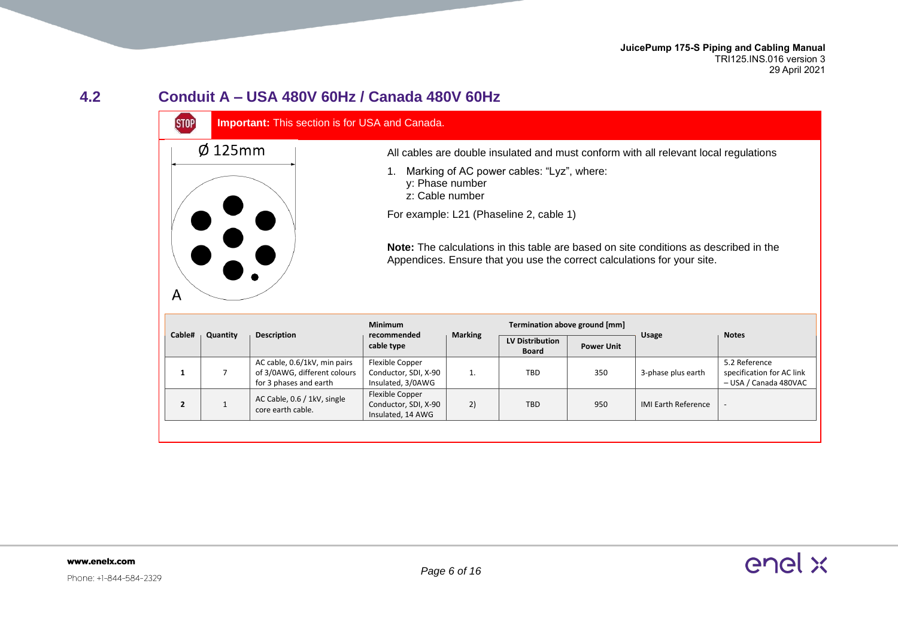## 4.2 Conduit A – USA 480V 60Hz / Canada 480V 60Hz

**Important:** This section is for USA and Canada.

Ø 125mm

A

All cables are double insulated and must conform with all relevant local regulations

1. Marking of AC power cables: “Lyz”, where:
   y: Phase number
   z: Cable number

For example: L21 (Phaseline 2, cable 1)

**Note:** The calculations in this table are based on site conditions as described in the Appendices. Ensure that you use the correct calculations for your site.

| Cable# | Quantity | Description | Minimum recommended cable type | Marking | Termination above ground [mm] | | Usage | Notes |
|---|---|---|---|---|---|---|---|---|
| | | | | | LV Distribution Board | Power Unit | | |
| 1 | 7 | AC cable, 0.6/1kV, min pairs of 3/0AWG, different colours for 3 phases and earth | Flexible Copper Conductor, SDI, X-90 Insulated, 3/0AWG | 1. | TBD | 350 | 3-phase plus earth | 5.2 Reference specification for AC link – USA / Canada 480VAC |
| 2 | 1 | AC Cable, 0.6 / 1kV, single core earth cable. | Flexible Copper Conductor, SDI, X-90 Insulated, 14 AWG | 2) | TBD | 950 | IMI Earth Reference | - |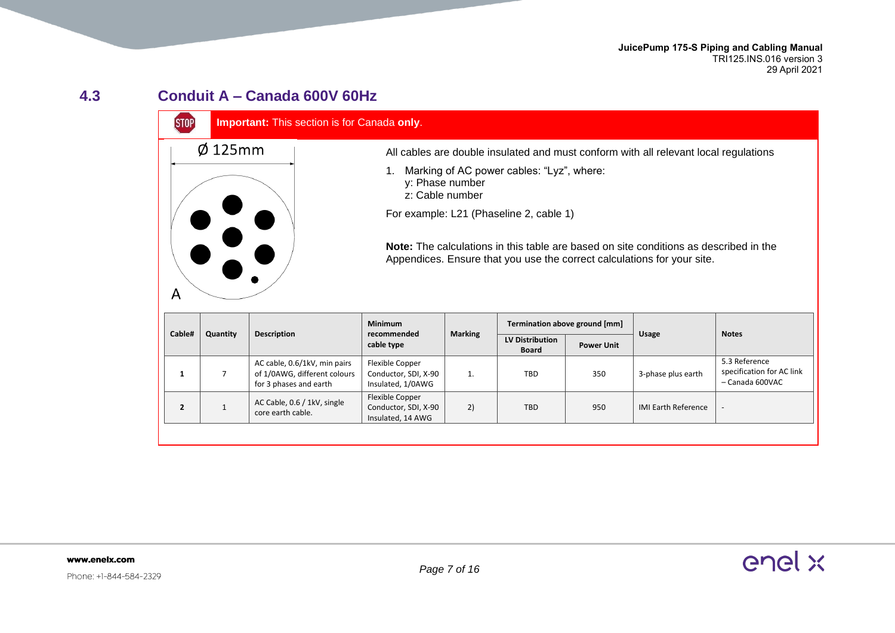## 4.3 Conduit A – Canada 600V 60Hz

**Important:** This section is for Canada **only**.

Ø 125mm

A

All cables are double insulated and must conform with all relevant local regulations

1. Marking of AC power cables: "Lyz", where:
   y: Phase number
   z: Cable number

For example: L21 (Phaseline 2, cable 1)

**Note:** The calculations in this table are based on site conditions as described in the Appendices. Ensure that you use the correct calculations for your site.

| Cable# | Quantity | Description | Minimum recommended cable type | Marking | Termination above ground [mm] | | Usage | Notes |
|---|---|---|---|---|---|---|---|---|
| | | | | | LV Distribution Board | Power Unit | | |
| **1** | 7 | AC cable, 0.6/1kV, min pairs of 1/0AWG, different colours for 3 phases and earth | Flexible Copper Conductor, SDI, X-90 Insulated, 1/0AWG | 1. | TBD | 350 | 3-phase plus earth | 5.3 Reference specification for AC link – Canada 600VAC |
| **2** | 1 | AC Cable, 0.6 / 1kV, single core earth cable. | Flexible Copper Conductor, SDI, X-90 Insulated, 14 AWG | 2) | TBD | 950 | IMI Earth Reference | - |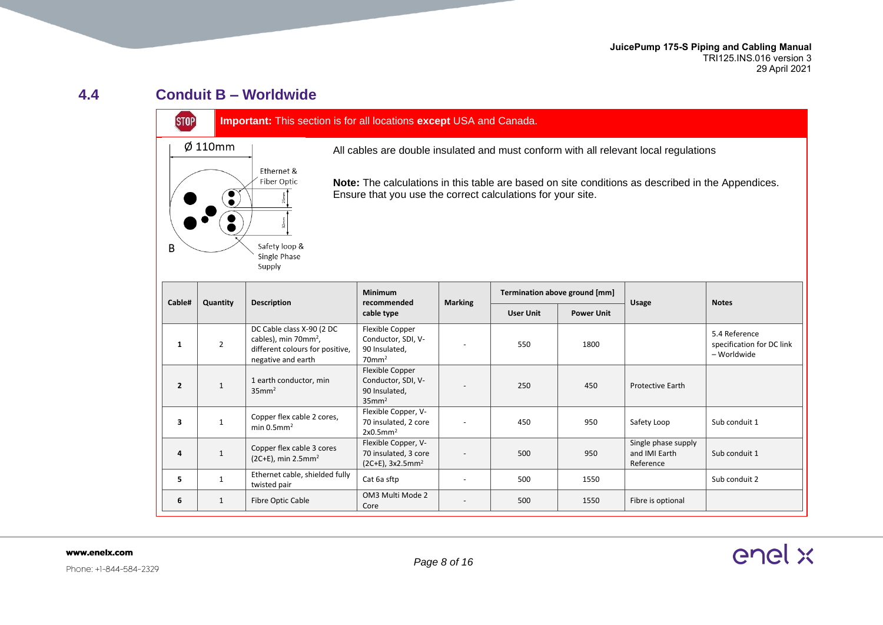## 4.4 Conduit B – Worldwide

**Important:** This section is for all locations **except** USA and Canada.

Ø 110mm

Ethernet & Fiber Optic

Safety loop & Single Phase Supply

B

All cables are double insulated and must conform with all relevant local regulations

**Note:** The calculations in this table are based on site conditions as described in the Appendices. Ensure that you use the correct calculations for your site.

| Cable# | Quantity | Description | Minimum recommended cable type | Marking | Termination above ground [mm] | | Usage | Notes |
|---|---|---|---|---|---|---|---|---|
| | | | | | User Unit | Power Unit | | |
| **1** | 2 | DC Cable class X-90 (2 DC cables), min 70mm², different colours for positive, negative and earth | Flexible Copper Conductor, SDI, V-90 Insulated, 70mm² | - | 550 | 1800 | | 5.4 Reference specification for DC link – Worldwide |
| **2** | 1 | 1 earth conductor, min 35mm² | Flexible Copper Conductor, SDI, V-90 Insulated, 35mm² | - | 250 | 450 | Protective Earth | |
| **3** | 1 | Copper flex cable 2 cores, min 0.5mm² | Flexible Copper, V-70 insulated, 2 core 2x0.5mm² | - | 450 | 950 | Safety Loop | Sub conduit 1 |
| **4** | 1 | Copper flex cable 3 cores (2C+E), min 2.5mm² | Flexible Copper, V-70 insulated, 3 core (2C+E), 3x2.5mm² | - | 500 | 950 | Single phase supply and IMI Earth Reference | Sub conduit 1 |
| **5** | 1 | Ethernet cable, shielded fully twisted pair | Cat 6a sftp | - | 500 | 1550 | | Sub conduit 2 |
| **6** | 1 | Fibre Optic Cable | OM3 Multi Mode 2 Core | - | 500 | 1550 | Fibre is optional | |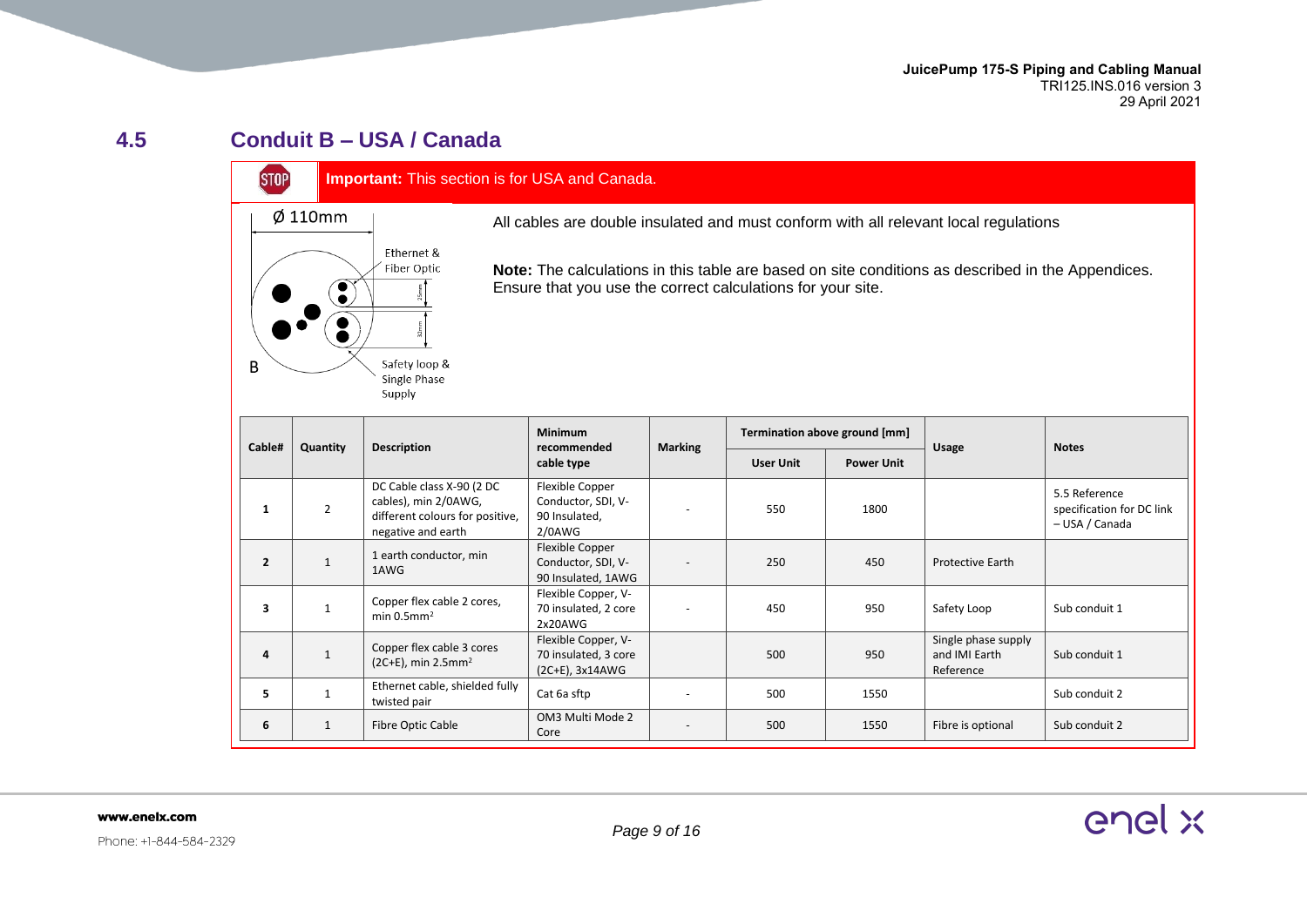## 4.5 Conduit B – USA / Canada

**Important:** This section is for USA and Canada.

Ø 110mm

Ethernet & Fiber Optic

Safety loop & Single Phase Supply

B

All cables are double insulated and must conform with all relevant local regulations

**Note:** The calculations in this table are based on site conditions as described in the Appendices. Ensure that you use the correct calculations for your site.

| Cable# | Quantity | Description | Minimum recommended cable type | Marking | Termination above ground [mm] | | Usage | Notes |
|---|---|---|---|---|---|---|---|---|
| | | | | | User Unit | Power Unit | | |
| **1** | 2 | DC Cable class X-90 (2 DC cables), min 2/0AWG, different colours for positive, negative and earth | Flexible Copper Conductor, SDI, V-90 Insulated, 2/0AWG | - | 550 | 1800 | | 5.5 Reference specification for DC link – USA / Canada |
| **2** | 1 | 1 earth conductor, min 1AWG | Flexible Copper Conductor, SDI, V-90 Insulated, 1AWG | - | 250 | 450 | Protective Earth | |
| **3** | 1 | Copper flex cable 2 cores, min 0.5mm² | Flexible Copper, V-70 insulated, 2 core 2x20AWG | - | 450 | 950 | Safety Loop | Sub conduit 1 |
| **4** | 1 | Copper flex cable 3 cores (2C+E), min 2.5mm² | Flexible Copper, V-70 insulated, 3 core (2C+E), 3x14AWG | | 500 | 950 | Single phase supply and IMI Earth Reference | Sub conduit 1 |
| **5** | 1 | Ethernet cable, shielded fully twisted pair | Cat 6a sftp | - | 500 | 1550 | | Sub conduit 2 |
| **6** | 1 | Fibre Optic Cable | OM3 Multi Mode 2 Core | - | 500 | 1550 | Fibre is optional | Sub conduit 2 |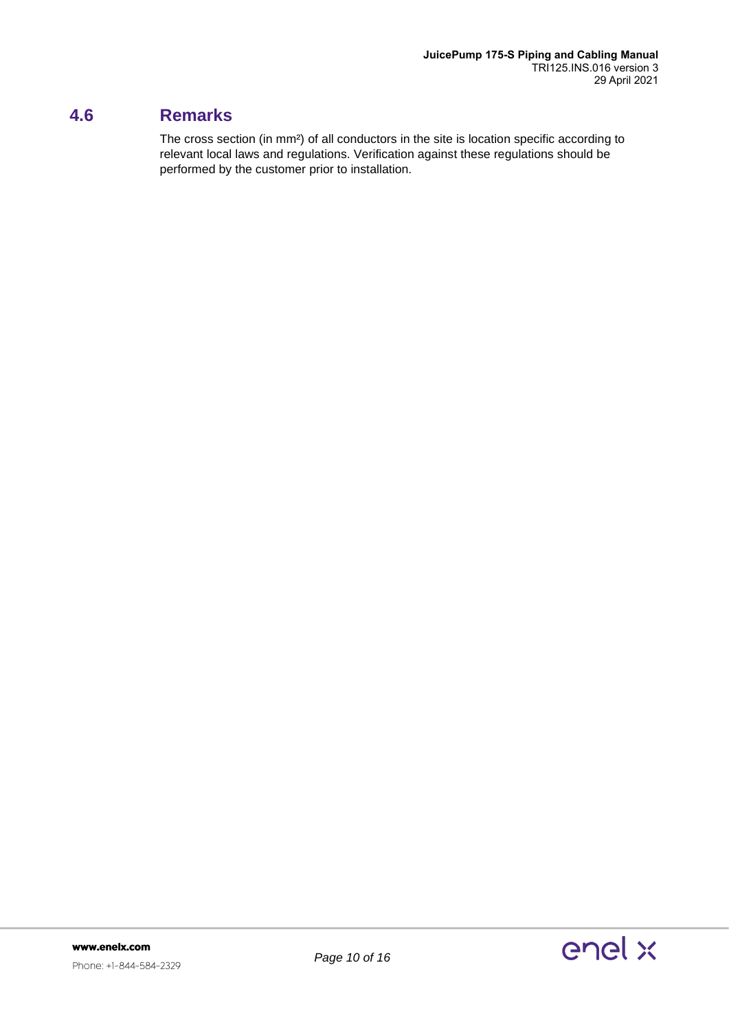## 4.6 Remarks

The cross section (in mm²) of all conductors in the site is location specific according to relevant local laws and regulations. Verification against these regulations should be performed by the customer prior to installation.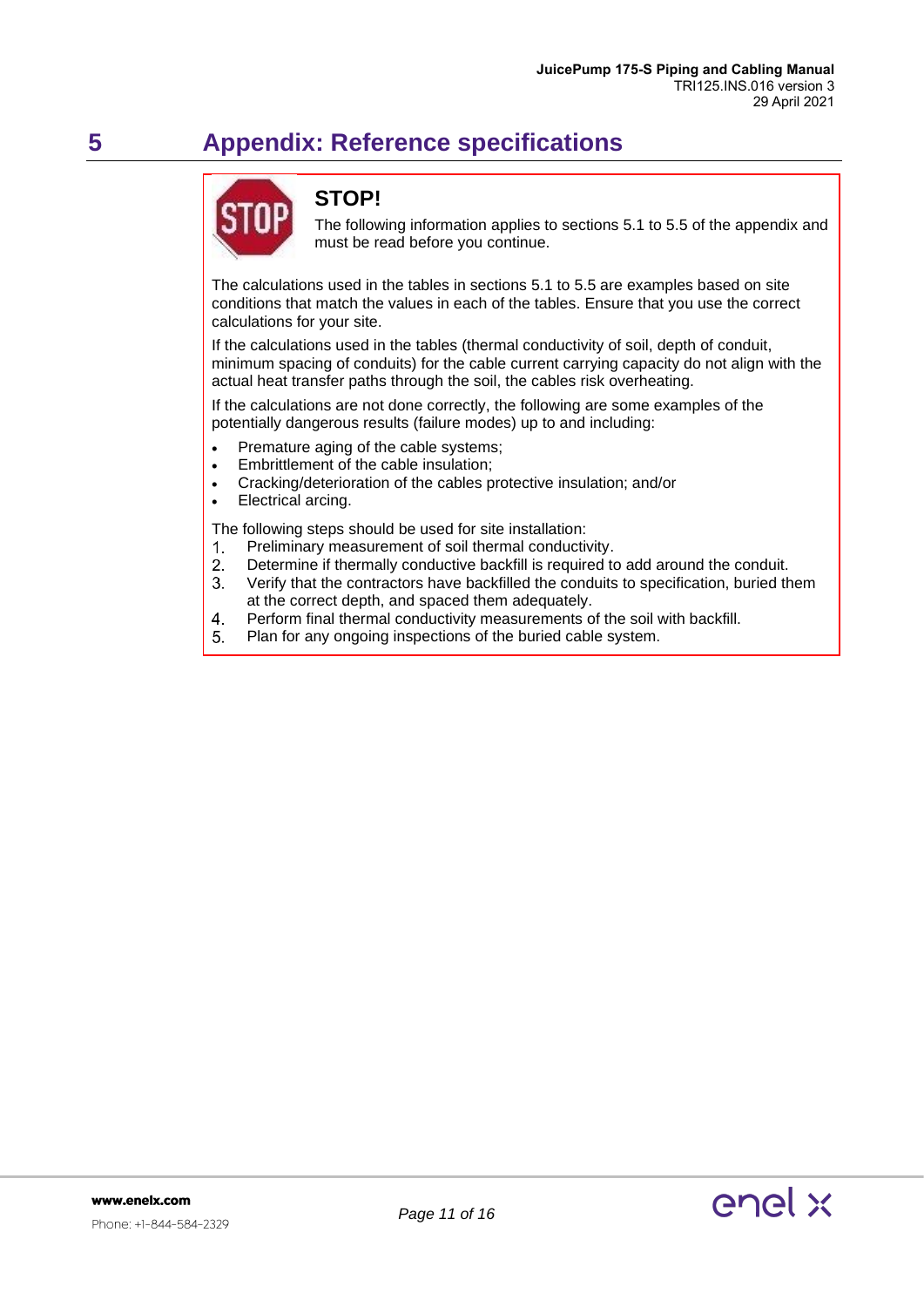# 5 Appendix: Reference specifications

**STOP!**

The following information applies to sections 5.1 to 5.5 of the appendix and must be read before you continue.

The calculations used in the tables in sections 5.1 to 5.5 are examples based on site conditions that match the values in each of the tables. Ensure that you use the correct calculations for your site.

If the calculations used in the tables (thermal conductivity of soil, depth of conduit, minimum spacing of conduits) for the cable current carrying capacity do not align with the actual heat transfer paths through the soil, the cables risk overheating.

If the calculations are not done correctly, the following are some examples of the potentially dangerous results (failure modes) up to and including:

- Premature aging of the cable systems;
- Embrittlement of the cable insulation;
- Cracking/deterioration of the cables protective insulation; and/or
- Electrical arcing.

The following steps should be used for site installation:

1. Preliminary measurement of soil thermal conductivity.
2. Determine if thermally conductive backfill is required to add around the conduit.
3. Verify that the contractors have backfilled the conduits to specification, buried them at the correct depth, and spaced them adequately.
4. Perform final thermal conductivity measurements of the soil with backfill.
5. Plan for any ongoing inspections of the buried cable system.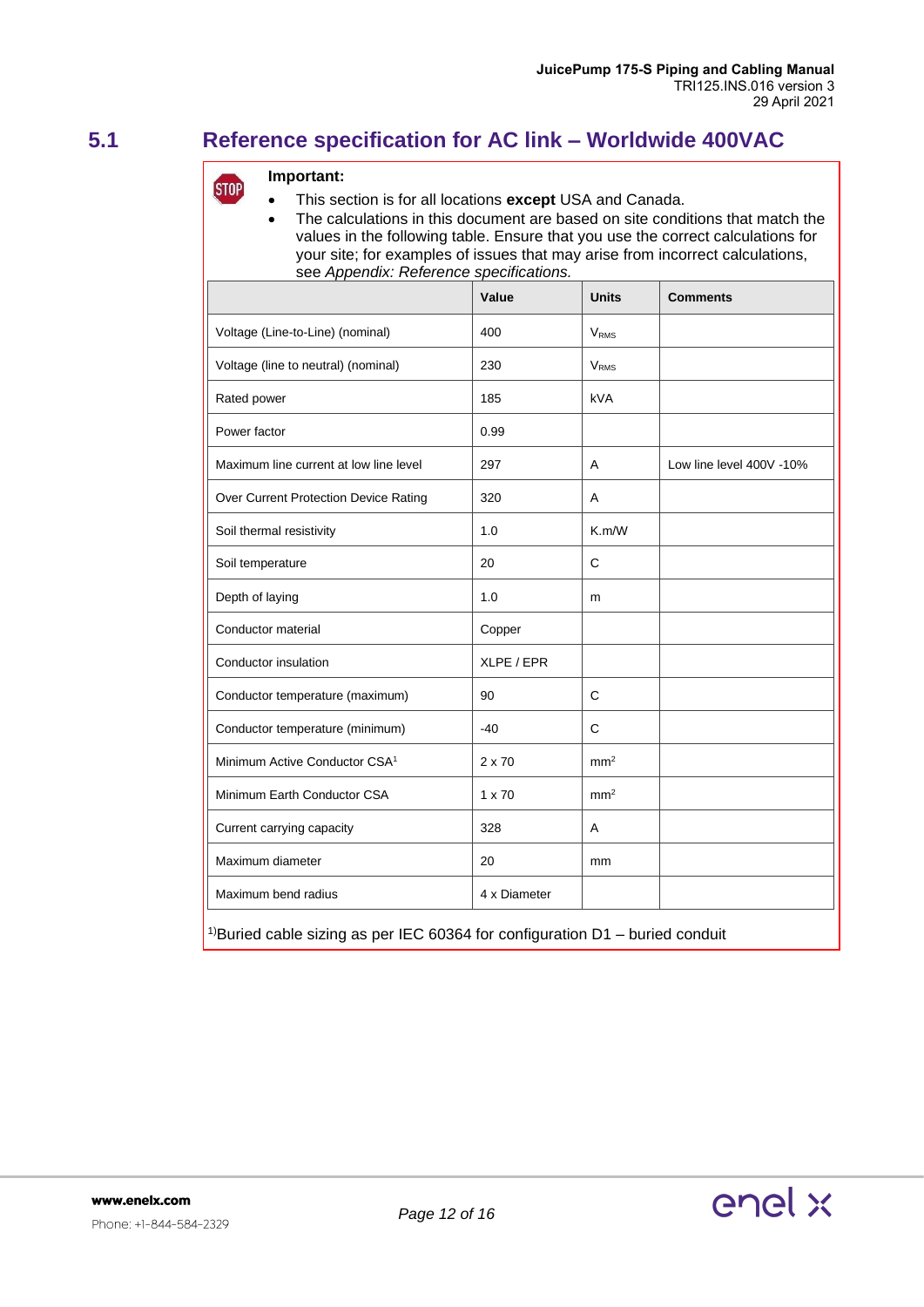## 5.1 Reference specification for AC link – Worldwide 400VAC

**Important:**

- This section is for all locations **except** USA and Canada.
- The calculations in this document are based on site conditions that match the values in the following table. Ensure that you use the correct calculations for your site; for examples of issues that may arise from incorrect calculations, see *Appendix: Reference specifications.*

| | Value | Units | Comments |
|---|---|---|---|
| Voltage (Line-to-Line) (nominal) | 400 | $V_{RMS}$ | |
| Voltage (line to neutral) (nominal) | 230 | $V_{RMS}$ | |
| Rated power | 185 | kVA | |
| Power factor | 0.99 | | |
| Maximum line current at low line level | 297 | A | Low line level 400V -10% |
| Over Current Protection Device Rating | 320 | A | |
| Soil thermal resistivity | 1.0 | K.m/W | |
| Soil temperature | 20 | C | |
| Depth of laying | 1.0 | m | |
| Conductor material | Copper | | |
| Conductor insulation | XLPE / EPR | | |
| Conductor temperature (maximum) | 90 | C | |
| Conductor temperature (minimum) | -40 | C | |
| Minimum Active Conductor CSA[1] | 2 x 70 | $mm^2$ | |
| Minimum Earth Conductor CSA | 1 x 70 | $mm^2$ | |
| Current carrying capacity | 328 | A | |
| Maximum diameter | 20 | mm | |
| Maximum bend radius | 4 x Diameter | | |

[1)]Buried cable sizing as per IEC 60364 for configuration D1 – buried conduit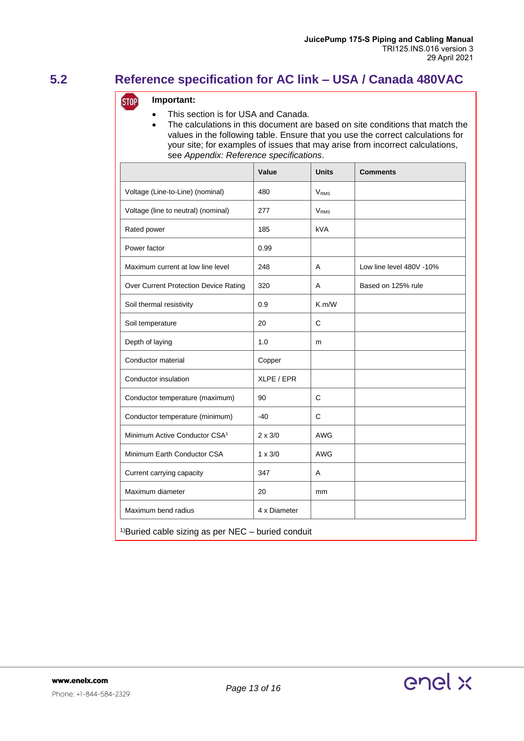## 5.2 Reference specification for AC link – USA / Canada 480VAC

**Important:**

- This section is for USA and Canada.
- The calculations in this document are based on site conditions that match the values in the following table. Ensure that you use the correct calculations for your site; for examples of issues that may arise from incorrect calculations, see *Appendix: Reference specifications*.

| | Value | Units | Comments |
|---|---|---|---|
| Voltage (Line-to-Line) (nominal) | 480 | $V_{RMS}$ | |
| Voltage (line to neutral) (nominal) | 277 | $V_{RMS}$ | |
| Rated power | 185 | kVA | |
| Power factor | 0.99 | | |
| Maximum current at low line level | 248 | A | Low line level 480V -10% |
| Over Current Protection Device Rating | 320 | A | Based on 125% rule |
| Soil thermal resistivity | 0.9 | K.m/W | |
| Soil temperature | 20 | C | |
| Depth of laying | 1.0 | m | |
| Conductor material | Copper | | |
| Conductor insulation | XLPE / EPR | | |
| Conductor temperature (maximum) | 90 | C | |
| Conductor temperature (minimum) | -40 | C | |
| Minimum Active Conductor CSA[1] | 2 x 3/0 | AWG | |
| Minimum Earth Conductor CSA | 1 x 3/0 | AWG | |
| Current carrying capacity | 347 | A | |
| Maximum diameter | 20 | mm | |
| Maximum bend radius | 4 x Diameter | | |

[1)]Buried cable sizing as per NEC – buried conduit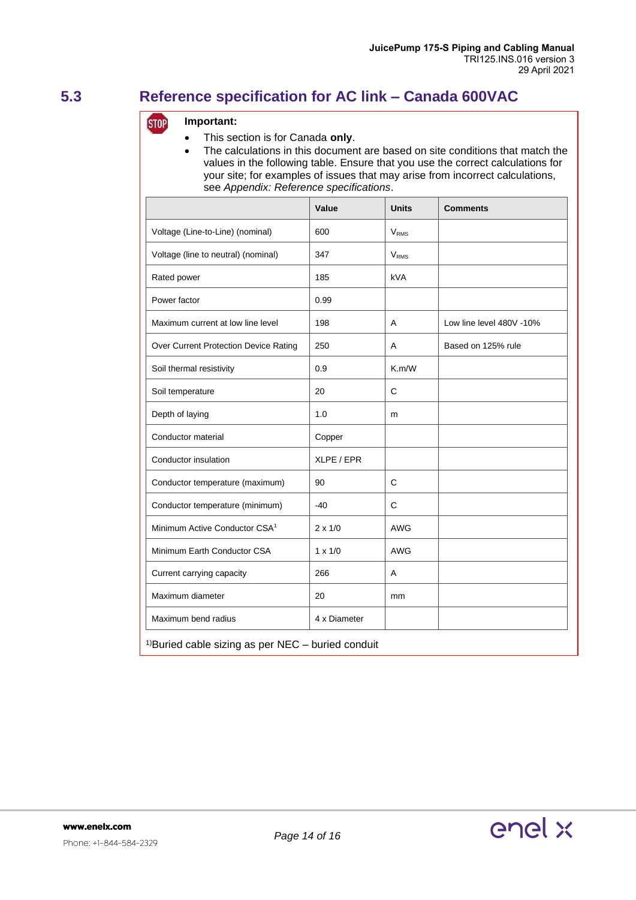## 5.3 Reference specification for AC link – Canada 600VAC

**Important:**

- This section is for Canada **only**.
- The calculations in this document are based on site conditions that match the values in the following table. Ensure that you use the correct calculations for your site; for examples of issues that may arise from incorrect calculations, see *Appendix: Reference specifications*.

| | Value | Units | Comments |
|---|---|---|---|
| Voltage (Line-to-Line) (nominal) | 600 | $V_{RMS}$ | |
| Voltage (line to neutral) (nominal) | 347 | $V_{RMS}$ | |
| Rated power | 185 | kVA | |
| Power factor | 0.99 | | |
| Maximum current at low line level | 198 | A | Low line level 480V -10% |
| Over Current Protection Device Rating | 250 | A | Based on 125% rule |
| Soil thermal resistivity | 0.9 | K.m/W | |
| Soil temperature | 20 | C | |
| Depth of laying | 1.0 | m | |
| Conductor material | Copper | | |
| Conductor insulation | XLPE / EPR | | |
| Conductor temperature (maximum) | 90 | C | |
| Conductor temperature (minimum) | -40 | C | |
| Minimum Active Conductor CSA[1] | 2 x 1/0 | AWG | |
| Minimum Earth Conductor CSA | 1 x 1/0 | AWG | |
| Current carrying capacity | 266 | A | |
| Maximum diameter | 20 | mm | |
| Maximum bend radius | 4 x Diameter | | |

[1)]Buried cable sizing as per NEC – buried conduit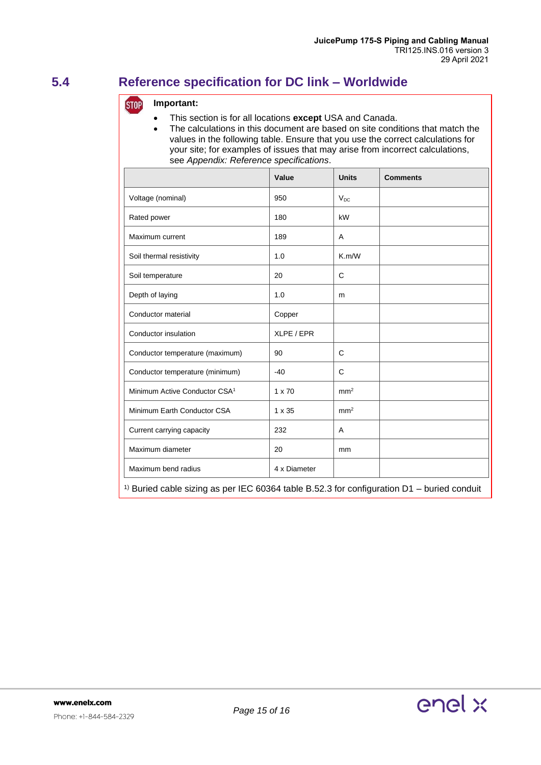## 5.4 Reference specification for DC link – Worldwide

**Important:**

- This section is for all locations **except** USA and Canada.
- The calculations in this document are based on site conditions that match the values in the following table. Ensure that you use the correct calculations for your site; for examples of issues that may arise from incorrect calculations, see *Appendix: Reference specifications*.

| | Value | Units | Comments |
|---|---|---|---|
| Voltage (nominal) | 950 | $V_{DC}$ | |
| Rated power | 180 | kW | |
| Maximum current | 189 | A | |
| Soil thermal resistivity | 1.0 | K.m/W | |
| Soil temperature | 20 | C | |
| Depth of laying | 1.0 | m | |
| Conductor material | Copper | | |
| Conductor insulation | XLPE / EPR | | |
| Conductor temperature (maximum) | 90 | C | |
| Conductor temperature (minimum) | -40 | C | |
| Minimum Active Conductor CSA[1] | 1 x 70 | $mm^2$ | |
| Minimum Earth Conductor CSA | 1 x 35 | $mm^2$ | |
| Current carrying capacity | 232 | A | |
| Maximum diameter | 20 | mm | |
| Maximum bend radius | 4 x Diameter | | |

[1)] Buried cable sizing as per IEC 60364 table B.52.3 for configuration D1 – buried conduit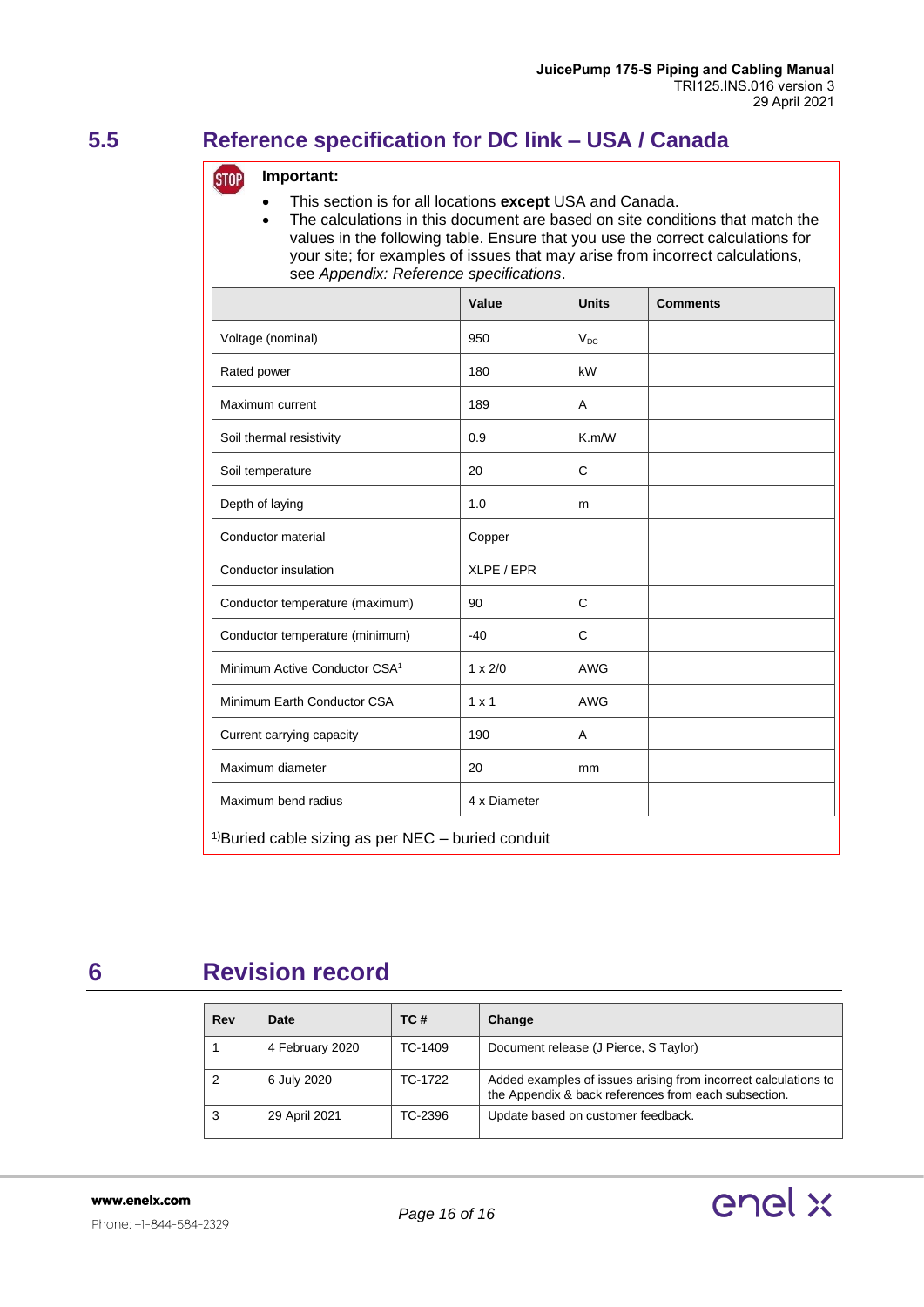## 5.5 Reference specification for DC link – USA / Canada

**Important:**

- This section is for all locations **except** USA and Canada.
- The calculations in this document are based on site conditions that match the values in the following table. Ensure that you use the correct calculations for your site; for examples of issues that may arise from incorrect calculations, see *Appendix: Reference specifications*.

| | Value | Units | Comments |
|---|---|---|---|
| Voltage (nominal) | 950 | $V_{DC}$ | |
| Rated power | 180 | kW | |
| Maximum current | 189 | A | |
| Soil thermal resistivity | 0.9 | K.m/W | |
| Soil temperature | 20 | C | |
| Depth of laying | 1.0 | m | |
| Conductor material | Copper | | |
| Conductor insulation | XLPE / EPR | | |
| Conductor temperature (maximum) | 90 | C | |
| Conductor temperature (minimum) | -40 | C | |
| Minimum Active Conductor CSA[1] | 1 x 2/0 | AWG | |
| Minimum Earth Conductor CSA | 1 x 1 | AWG | |
| Current carrying capacity | 190 | A | |
| Maximum diameter | 20 | mm | |
| Maximum bend radius | 4 x Diameter | | |

[1)] Buried cable sizing as per NEC – buried conduit

# 6 Revision record

| Rev | Date | TC # | Change |
|---|---|---|---|
| 1 | 4 February 2020 | TC-1409 | Document release (J Pierce, S Taylor) |
| 2 | 6 July 2020 | TC-1722 | Added examples of issues arising from incorrect calculations to the Appendix & back references from each subsection. |
| 3 | 29 April 2021 | TC-2396 | Update based on customer feedback. |